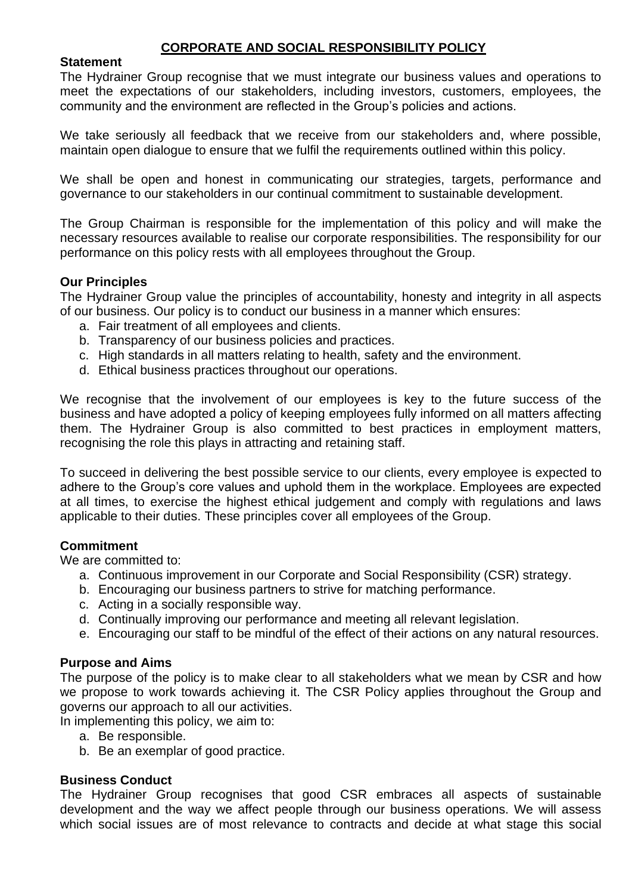# CORPORATE AND SOCIAL RESPONSIBILITY POLICY

**Statement**

The Hydrainer Group recognise that we must integrate our business values and operations to meet the expectations of our stakeholders, including investors, customers, employees, the community and the environment are reflected in the Group's policies and actions.

We take seriously all feedback that we receive from our stakeholders and, where possible, maintain open dialogue to ensure that we fulfil the requirements outlined within this policy.

We shall be open and honest in communicating our strategies, targets, performance and governance to our stakeholders in our continual commitment to sustainable development.

The Group Chairman is responsible for the implementation of this policy and will make the necessary resources available to realise our corporate responsibilities. The responsibility for our performance on this policy rests with all employees throughout the Group.

**Our Principles**

The Hydrainer Group value the principles of accountability, honesty and integrity in all aspects of our business. Our policy is to conduct our business in a manner which ensures:

a. Fair treatment of all employees and clients.
b. Transparency of our business policies and practices.
c. High standards in all matters relating to health, safety and the environment.
d. Ethical business practices throughout our operations.

We recognise that the involvement of our employees is key to the future success of the business and have adopted a policy of keeping employees fully informed on all matters affecting them. The Hydrainer Group is also committed to best practices in employment matters, recognising the role this plays in attracting and retaining staff.

To succeed in delivering the best possible service to our clients, every employee is expected to adhere to the Group's core values and uphold them in the workplace. Employees are expected at all times, to exercise the highest ethical judgement and comply with regulations and laws applicable to their duties. These principles cover all employees of the Group.

**Commitment**

We are committed to:

a. Continuous improvement in our Corporate and Social Responsibility (CSR) strategy.
b. Encouraging our business partners to strive for matching performance.
c. Acting in a socially responsible way.
d. Continually improving our performance and meeting all relevant legislation.
e. Encouraging our staff to be mindful of the effect of their actions on any natural resources.

**Purpose and Aims**

The purpose of the policy is to make clear to all stakeholders what we mean by CSR and how we propose to work towards achieving it. The CSR Policy applies throughout the Group and governs our approach to all our activities.

In implementing this policy, we aim to:

a. Be responsible.
b. Be an exemplar of good practice.

**Business Conduct**

The Hydrainer Group recognises that good CSR embraces all aspects of sustainable development and the way we affect people through our business operations. We will assess which social issues are of most relevance to contracts and decide at what stage this social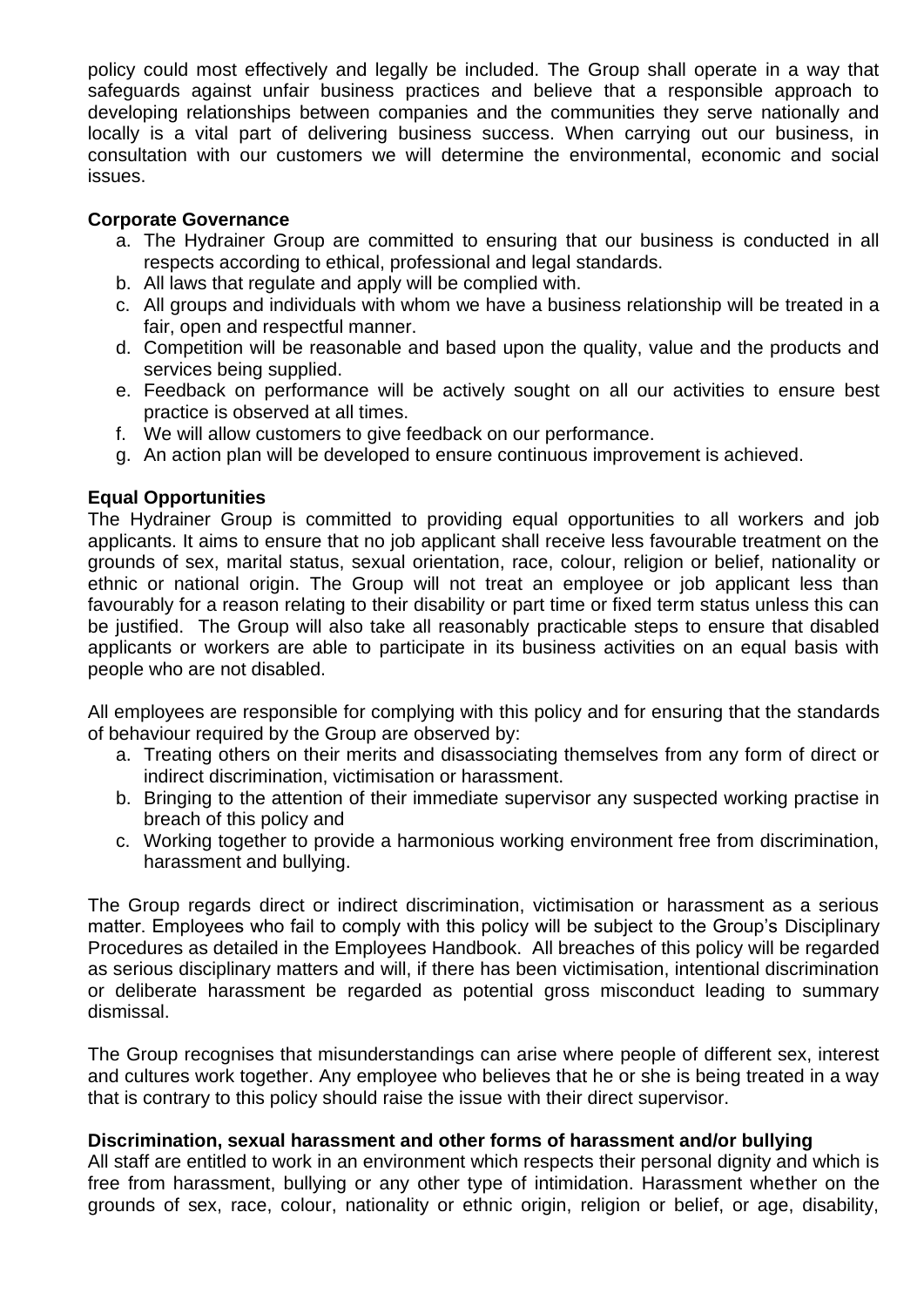policy could most effectively and legally be included. The Group shall operate in a way that safeguards against unfair business practices and believe that a responsible approach to developing relationships between companies and the communities they serve nationally and locally is a vital part of delivering business success. When carrying out our business, in consultation with our customers we will determine the environmental, economic and social issues.

**Corporate Governance**

a. The Hydrainer Group are committed to ensuring that our business is conducted in all respects according to ethical, professional and legal standards.
b. All laws that regulate and apply will be complied with.
c. All groups and individuals with whom we have a business relationship will be treated in a fair, open and respectful manner.
d. Competition will be reasonable and based upon the quality, value and the products and services being supplied.
e. Feedback on performance will be actively sought on all our activities to ensure best practice is observed at all times.
f. We will allow customers to give feedback on our performance.
g. An action plan will be developed to ensure continuous improvement is achieved.

**Equal Opportunities**

The Hydrainer Group is committed to providing equal opportunities to all workers and job applicants. It aims to ensure that no job applicant shall receive less favourable treatment on the grounds of sex, marital status, sexual orientation, race, colour, religion or belief, nationality or ethnic or national origin. The Group will not treat an employee or job applicant less than favourably for a reason relating to their disability or part time or fixed term status unless this can be justified. The Group will also take all reasonably practicable steps to ensure that disabled applicants or workers are able to participate in its business activities on an equal basis with people who are not disabled.

All employees are responsible for complying with this policy and for ensuring that the standards of behaviour required by the Group are observed by:

a. Treating others on their merits and disassociating themselves from any form of direct or indirect discrimination, victimisation or harassment.
b. Bringing to the attention of their immediate supervisor any suspected working practise in breach of this policy and
c. Working together to provide a harmonious working environment free from discrimination, harassment and bullying.

The Group regards direct or indirect discrimination, victimisation or harassment as a serious matter. Employees who fail to comply with this policy will be subject to the Group's Disciplinary Procedures as detailed in the Employees Handbook. All breaches of this policy will be regarded as serious disciplinary matters and will, if there has been victimisation, intentional discrimination or deliberate harassment be regarded as potential gross misconduct leading to summary dismissal.

The Group recognises that misunderstandings can arise where people of different sex, interest and cultures work together. Any employee who believes that he or she is being treated in a way that is contrary to this policy should raise the issue with their direct supervisor.

**Discrimination, sexual harassment and other forms of harassment and/or bullying**

All staff are entitled to work in an environment which respects their personal dignity and which is free from harassment, bullying or any other type of intimidation. Harassment whether on the grounds of sex, race, colour, nationality or ethnic origin, religion or belief, or age, disability,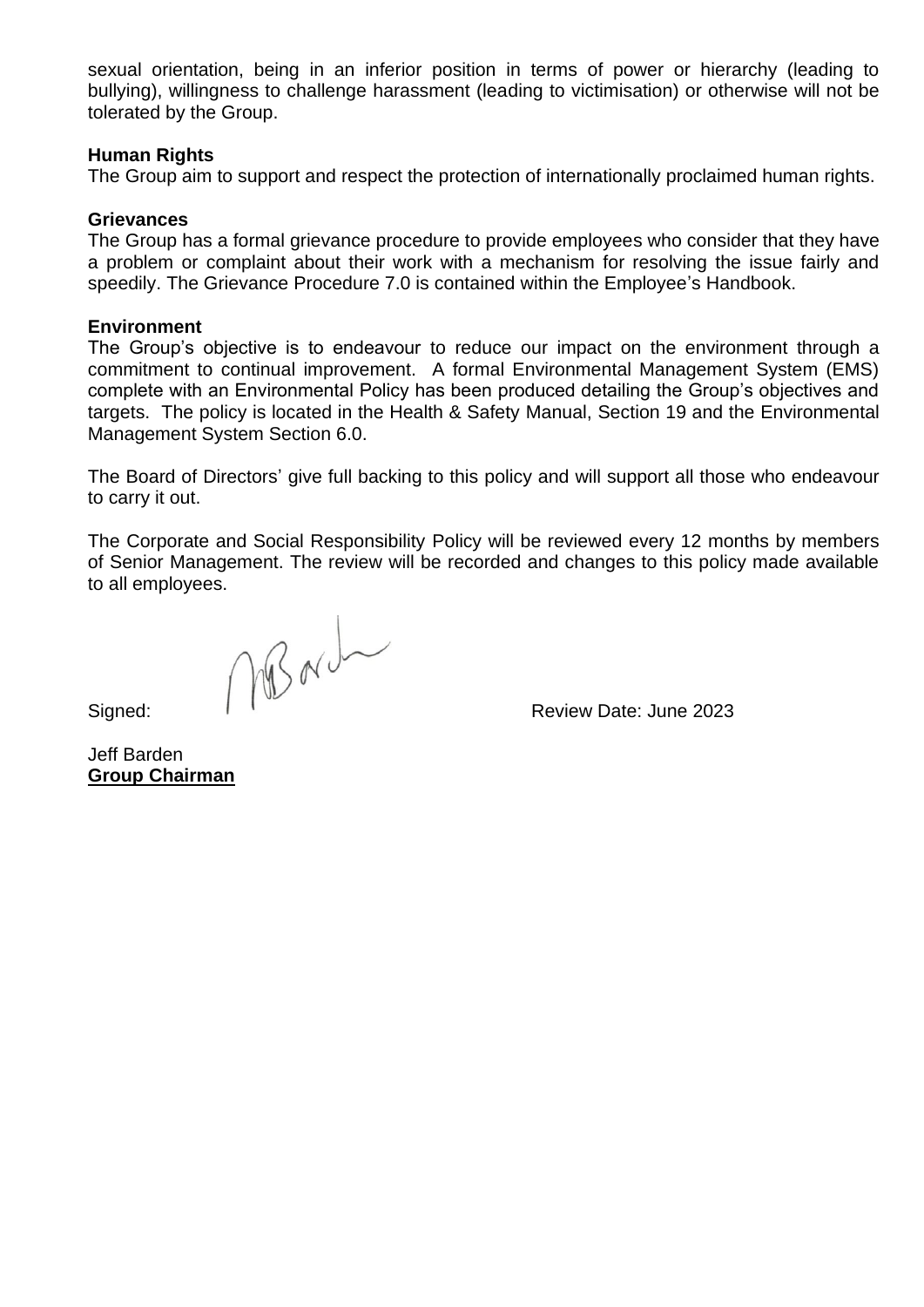sexual orientation, being in an inferior position in terms of power or hierarchy (leading to bullying), willingness to challenge harassment (leading to victimisation) or otherwise will not be tolerated by the Group.

**Human Rights**

The Group aim to support and respect the protection of internationally proclaimed human rights.

**Grievances**

The Group has a formal grievance procedure to provide employees who consider that they have a problem or complaint about their work with a mechanism for resolving the issue fairly and speedily. The Grievance Procedure 7.0 is contained within the Employee's Handbook.

**Environment**

The Group's objective is to endeavour to reduce our impact on the environment through a commitment to continual improvement. A formal Environmental Management System (EMS) complete with an Environmental Policy has been produced detailing the Group's objectives and targets. The policy is located in the Health & Safety Manual, Section 19 and the Environmental Management System Section 6.0.

The Board of Directors' give full backing to this policy and will support all those who endeavour to carry it out.

The Corporate and Social Responsibility Policy will be reviewed every 12 months by members of Senior Management. The review will be recorded and changes to this policy made available to all employees.

Signed: Review Date: June 2023

Jeff Barden
**Group Chairman**